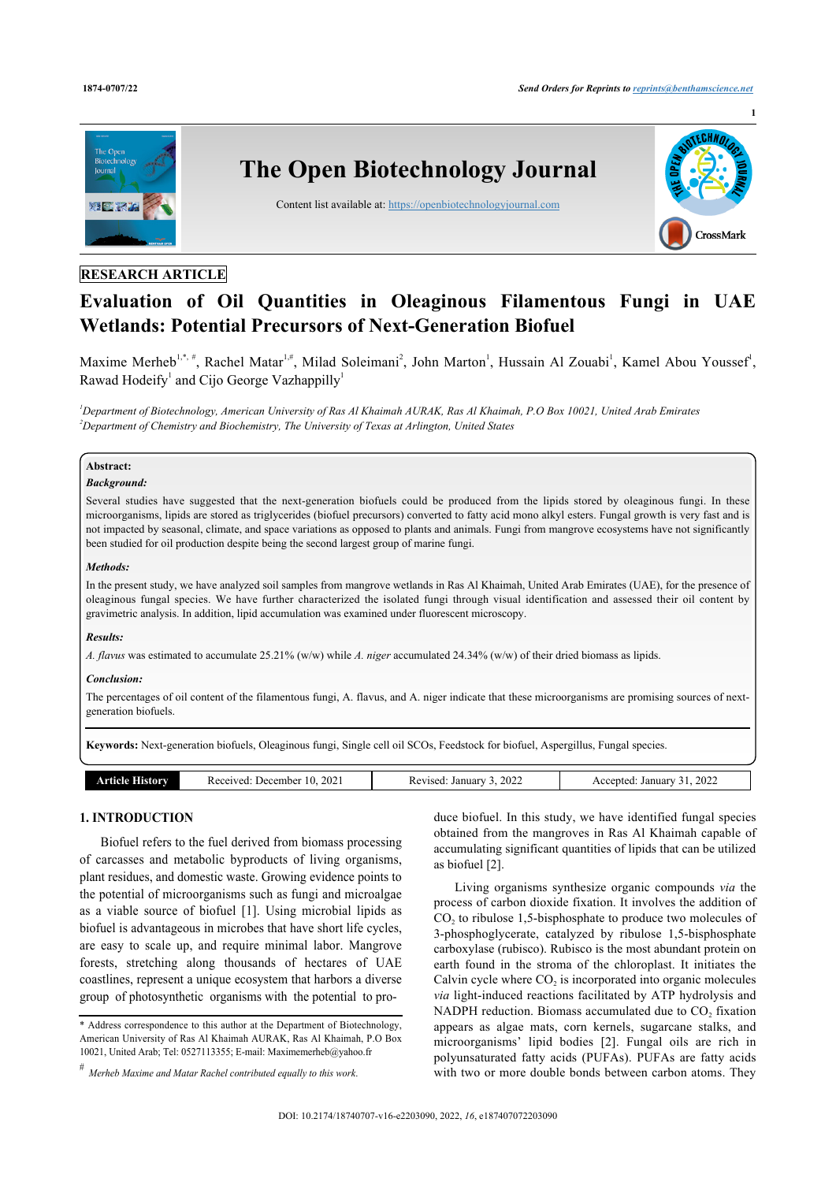RESEARCH ARTICLE

# Evaluation of Oil Quantities in Oleaginous Filamentous Fungi in UAE Wetlands: Potential Precursors of Next-Generation Biofuel

Maxime Merheb[1,*,#], Rachel Matar[1,#], Milad Soleimani[2], John Marton[1], Hussain Al Zouabi[1], Kamel Abou Youssef[1], Rawad Hodeify[1] and Cijo George Vazhappilly[1]

[1]*Department of Biotechnology, American University of Ras Al Khaimah AURAK, Ras Al Khaimah, P.O Box 10021, United Arab Emirates*
[2]*Department of Chemistry and Biochemistry, The University of Texas at Arlington, United States*

**Abstract:**

***Background:***

Several studies have suggested that the next-generation biofuels could be produced from the lipids stored by oleaginous fungi. In these microorganisms, lipids are stored as triglycerides (biofuel precursors) converted to fatty acid mono alkyl esters. Fungal growth is very fast and is not impacted by seasonal, climate, and space variations as opposed to plants and animals. Fungi from mangrove ecosystems have not significantly been studied for oil production despite being the second largest group of marine fungi.

***Methods:***

In the present study, we have analyzed soil samples from mangrove wetlands in Ras Al Khaimah, United Arab Emirates (UAE), for the presence of oleaginous fungal species. We have further characterized the isolated fungi through visual identification and assessed their oil content by gravimetric analysis. In addition, lipid accumulation was examined under fluorescent microscopy.

***Results:***

*A. flavus* was estimated to accumulate 25.21% (w/w) while *A. niger* accumulated 24.34% (w/w) of their dried biomass as lipids.

***Conclusion:***

The percentages of oil content of the filamentous fungi, A. flavus, and A. niger indicate that these microorganisms are promising sources of next-generation biofuels.

**Keywords:** Next-generation biofuels, Oleaginous fungi, Single cell oil SCOs, Feedstock for biofuel, Aspergillus, Fungal species.

| Article History | Received: December 10, 2021 | Revised: January 3, 2022 | Accepted: January 31, 2022 |
|---|---|---|---|

## 1. INTRODUCTION

Biofuel refers to the fuel derived from biomass processing of carcasses and metabolic byproducts of living organisms, plant residues, and domestic waste. Growing evidence points to the potential of microorganisms such as fungi and microalgae as a viable source of biofuel [1]. Using microbial lipids as biofuel is advantageous in microbes that have short life cycles, are easy to scale up, and require minimal labor. Mangrove forests, stretching along thousands of hectares of UAE coastlines, represent a unique ecosystem that harbors a diverse group of photosynthetic organisms with the potential to produce biofuel. In this study, we have identified fungal species obtained from the mangroves in Ras Al Khaimah capable of accumulating significant quantities of lipids that can be utilized as biofuel [2].

Living organisms synthesize organic compounds *via* the process of carbon dioxide fixation. It involves the addition of $CO_2$ to ribulose 1,5-bisphosphate to produce two molecules of 3-phosphoglycerate, catalyzed by ribulose 1,5-bisphosphate carboxylase (rubisco). Rubisco is the most abundant protein on earth found in the stroma of the chloroplast. It initiates the Calvin cycle where $CO_2$ is incorporated into organic molecules *via* light-induced reactions facilitated by ATP hydrolysis and NADPH reduction. Biomass accumulated due to $CO_2$ fixation appears as algae mats, corn kernels, sugarcane stalks, and microorganisms' lipid bodies [2]. Fungal oils are rich in polyunsaturated fatty acids (PUFAs). PUFAs are fatty acids with two or more double bonds between carbon atoms. They

---

\* Address correspondence to this author at the Department of Biotechnology, American University of Ras Al Khaimah AURAK, Ras Al Khaimah, P.O Box 10021, United Arab; Tel: 0527113355; E-mail: Maximemerheb@yahoo.fr

[#] *Merheb Maxime and Matar Rachel contributed equally to this work.*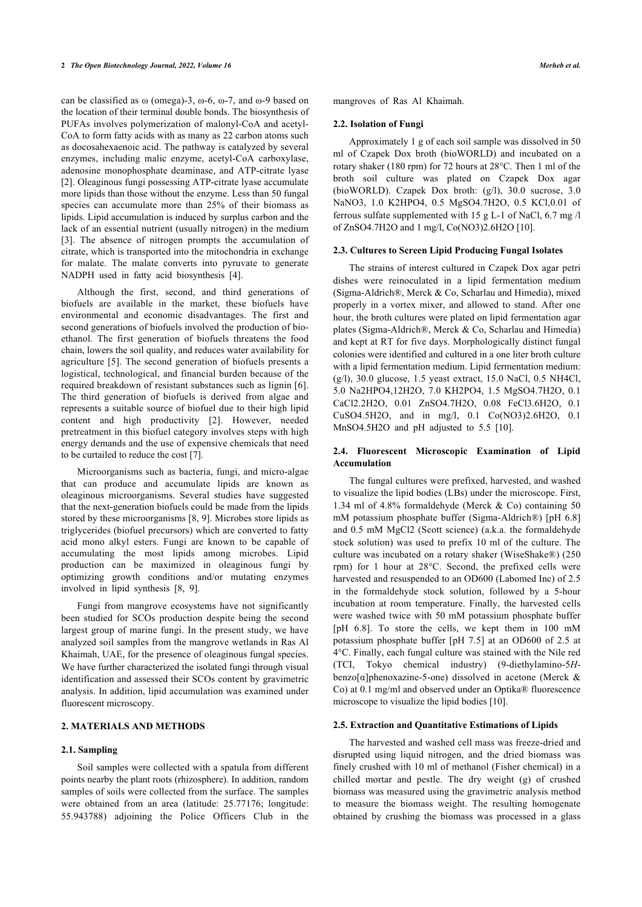can be classified as ω (omega)-3, ω-6, ω-7, and ω-9 based on the location of their terminal double bonds. The biosynthesis of PUFAs involves polymerization of malonyl-CoA and acetyl-CoA to form fatty acids with as many as 22 carbon atoms such as docosahexaenoic acid. The pathway is catalyzed by several enzymes, including malic enzyme, acetyl-CoA carboxylase, adenosine monophosphate deaminase, and ATP-citrate lyase [2]. Oleaginous fungi possessing ATP-citrate lyase accumulate more lipids than those without the enzyme. Less than 50 fungal species can accumulate more than 25% of their biomass as lipids. Lipid accumulation is induced by surplus carbon and the lack of an essential nutrient (usually nitrogen) in the medium [3]. The absence of nitrogen prompts the accumulation of citrate, which is transported into the mitochondria in exchange for malate. The malate converts into pyruvate to generate NADPH used in fatty acid biosynthesis [4].

Although the first, second, and third generations of biofuels are available in the market, these biofuels have environmental and economic disadvantages. The first and second generations of biofuels involved the production of bio-ethanol. The first generation of biofuels threatens the food chain, lowers the soil quality, and reduces water availability for agriculture [5]. The second generation of biofuels presents a logistical, technological, and financial burden because of the required breakdown of resistant substances such as lignin [6]. The third generation of biofuels is derived from algae and represents a suitable source of biofuel due to their high lipid content and high productivity [2]. However, needed pretreatment in this biofuel category involves steps with high energy demands and the use of expensive chemicals that need to be curtailed to reduce the cost [7].

Microorganisms such as bacteria, fungi, and micro-algae that can produce and accumulate lipids are known as oleaginous microorganisms. Several studies have suggested that the next-generation biofuels could be made from the lipids stored by these microorganisms [8, 9]. Microbes store lipids as triglycerides (biofuel precursors) which are converted to fatty acid mono alkyl esters. Fungi are known to be capable of accumulating the most lipids among microbes. Lipid production can be maximized in oleaginous fungi by optimizing growth conditions and/or mutating enzymes involved in lipid synthesis [8, 9].

Fungi from mangrove ecosystems have not significantly been studied for SCOs production despite being the second largest group of marine fungi. In the present study, we have analyzed soil samples from the mangrove wetlands in Ras Al Khaimah, UAE, for the presence of oleaginous fungal species. We have further characterized the isolated fungi through visual identification and assessed their SCOs content by gravimetric analysis. In addition, lipid accumulation was examined under fluorescent microscopy.

## 2. MATERIALS AND METHODS

### 2.1. Sampling

Soil samples were collected with a spatula from different points nearby the plant roots (rhizosphere). In addition, random samples of soils were collected from the surface. The samples were obtained from an area (latitude: 25.77176; longitude: 55.943788) adjoining the Police Officers Club in the mangroves of Ras Al Khaimah.

### 2.2. Isolation of Fungi

Approximately 1 g of each soil sample was dissolved in 50 ml of Czapek Dox broth (bioWORLD) and incubated on a rotary shaker (180 rpm) for 72 hours at 28°C. Then 1 ml of the broth soil culture was plated on Czapek Dox agar (bioWORLD). Czapek Dox broth: (g/l), 30.0 sucrose, 3.0 $NaNO_3$, 1.0 $K_2HPO_4$, 0.5 $MgSO_4.7H_2O$, 0.5 KCl,0.01 of ferrous sulfate supplemented with 15 g $L^{-1}$ of NaCl, 6.7 mg /l of $ZnSO_4.7H_2O$ and 1 mg/l, $Co(NO_3)_2.6H_2O$ [10].

### 2.3. Cultures to Screen Lipid Producing Fungal Isolates

The strains of interest cultured in Czapek Dox agar petri dishes were reinoculated in a lipid fermentation medium (Sigma-Aldrich®, Merck & Co, Scharlau and Himedia), mixed properly in a vortex mixer, and allowed to stand. After one hour, the broth cultures were plated on lipid fermentation agar plates (Sigma-Aldrich®, Merck & Co, Scharlau and Himedia) and kept at RT for five days. Morphologically distinct fungal colonies were identified and cultured in a one liter broth culture with a lipid fermentation medium. Lipid fermentation medium: (g/l), 30.0 glucose, 1.5 yeast extract, 15.0 NaCl, 0.5 $NH_4Cl$, 5.0 $Na_2HPO_4,12H_2O$, 7.0 $KH_2PO_4$, 1.5 $MgSO_4.7H_2O$, 0.1 $CaCl_2.2H_2O$, 0.01 $ZnSO_4.7H_2O$, 0.08 $FeCl_3.6H_2O$, 0.1 $CuSO_4.5H_2O$, and in mg/l, 0.1 $Co(NO_3)_2.6H_2O$, 0.1 $MnSO_4.5H_2O$ and pH adjusted to 5.5 [10].

### 2.4. Fluorescent Microscopic Examination of Lipid Accumulation

The fungal cultures were prefixed, harvested, and washed to visualize the lipid bodies (LBs) under the microscope. First, 1.34 ml of 4.8% formaldehyde (Merck & Co) containing 50 mM potassium phosphate buffer (Sigma-Aldrich®) [pH 6.8] and 0.5 mM $MgCl_2$ (Scott science) (a.k.a. the formaldehyde stock solution) was used to prefix 10 ml of the culture. The culture was incubated on a rotary shaker (WiseShake®) (250 rpm) for 1 hour at 28°C. Second, the prefixed cells were harvested and resuspended to an $OD_{600}$ (Labomed Inc) of 2.5 in the formaldehyde stock solution, followed by a 5-hour incubation at room temperature. Finally, the harvested cells were washed twice with 50 mM potassium phosphate buffer [pH 6.8]. To store the cells, we kept them in 100 mM potassium phosphate buffer [pH 7.5] at an $OD_{600}$ of 2.5 at 4°C. Finally, each fungal culture was stained with the Nile red (TCI, Tokyo chemical industry) (9-diethylamino-5*H*-benzo[α]phenoxazine-5-one) dissolved in acetone (Merck & Co) at 0.1 mg/ml and observed under an Optika® fluorescence microscope to visualize the lipid bodies [10].

### 2.5. Extraction and Quantitative Estimations of Lipids

The harvested and washed cell mass was freeze-dried and disrupted using liquid nitrogen, and the dried biomass was finely crushed with 10 ml of methanol (Fisher chemical) in a chilled mortar and pestle. The dry weight (g) of crushed biomass was measured using the gravimetric analysis method to measure the biomass weight. The resulting homogenate obtained by crushing the biomass was processed in a glass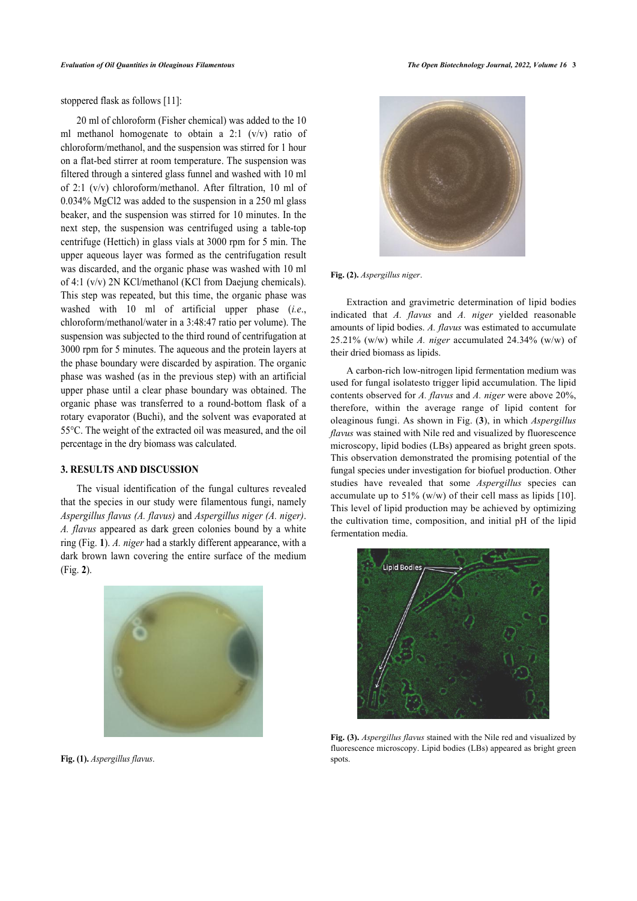stoppered flask as follows [11]:

20 ml of chloroform (Fisher chemical) was added to the 10 ml methanol homogenate to obtain a 2:1 (v/v) ratio of chloroform/methanol, and the suspension was stirred for 1 hour on a flat-bed stirrer at room temperature. The suspension was filtered through a sintered glass funnel and washed with 10 ml of 2:1 (v/v) chloroform/methanol. After filtration, 10 ml of 0.034% $MgCl_2$ was added to the suspension in a 250 ml glass beaker, and the suspension was stirred for 10 minutes. In the next step, the suspension was centrifuged using a table-top centrifuge (Hettich) in glass vials at 3000 rpm for 5 min. The upper aqueous layer was formed as the centrifugation result was discarded, and the organic phase was washed with 10 ml of 4:1 (v/v) 2N KCl/methanol (KCl from Daejung chemicals). This step was repeated, but this time, the organic phase was washed with 10 ml of artificial upper phase (*i.e*., chloroform/methanol/water in a 3:48:47 ratio per volume). The suspension was subjected to the third round of centrifugation at 3000 rpm for 5 minutes. The aqueous and the protein layers at the phase boundary were discarded by aspiration. The organic phase was washed (as in the previous step) with an artificial upper phase until a clear phase boundary was obtained. The organic phase was transferred to a round-bottom flask of a rotary evaporator (Buchi), and the solvent was evaporated at 55°C. The weight of the extracted oil was measured, and the oil percentage in the dry biomass was calculated.

## 3. RESULTS AND DISCUSSION

The visual identification of the fungal cultures revealed that the species in our study were filamentous fungi, namely *Aspergillus flavus (A. flavus)* and *Aspergillus niger (A. niger)*. *A. flavus* appeared as dark green colonies bound by a white ring (Fig. **1**). *A. niger* had a starkly different appearance, with a dark brown lawn covering the entire surface of the medium (Fig. **2**).

**Fig. (1).** *Aspergillus flavus*.

**Fig. (2).** *Aspergillus niger*.

Extraction and gravimetric determination of lipid bodies indicated that *A. flavus* and *A. niger* yielded reasonable amounts of lipid bodies. *A. flavus* was estimated to accumulate 25.21% (w/w) of their dried biomass as lipids while *A. niger* accumulated 24.34% (w/w) of their dried biomass as lipids.

A carbon-rich low-nitrogen lipid fermentation medium was used for fungal isolatesto trigger lipid accumulation. The lipid contents observed for *A. flavus* and *A. niger* were above 20%, therefore, within the average range of lipid content for oleaginous fungi. As shown in Fig. (**3**), in which *Aspergillus flavus* was stained with Nile red and visualized by fluorescence microscopy, lipid bodies (LBs) appeared as bright green spots. This observation demonstrated the promising potential of the fungal species under investigation for biofuel production. Other studies have revealed that some *Aspergillus* species can accumulate up to 51% (w/w) of their cell mass as lipids [10]. This level of lipid production may be achieved by optimizing the cultivation time, composition, and initial pH of the lipid fermentation media.

**Fig. (3).** *Aspergillus flavus* stained with the Nile red and visualized by fluorescence microscopy. Lipid bodies (LBs) appeared as bright green spots.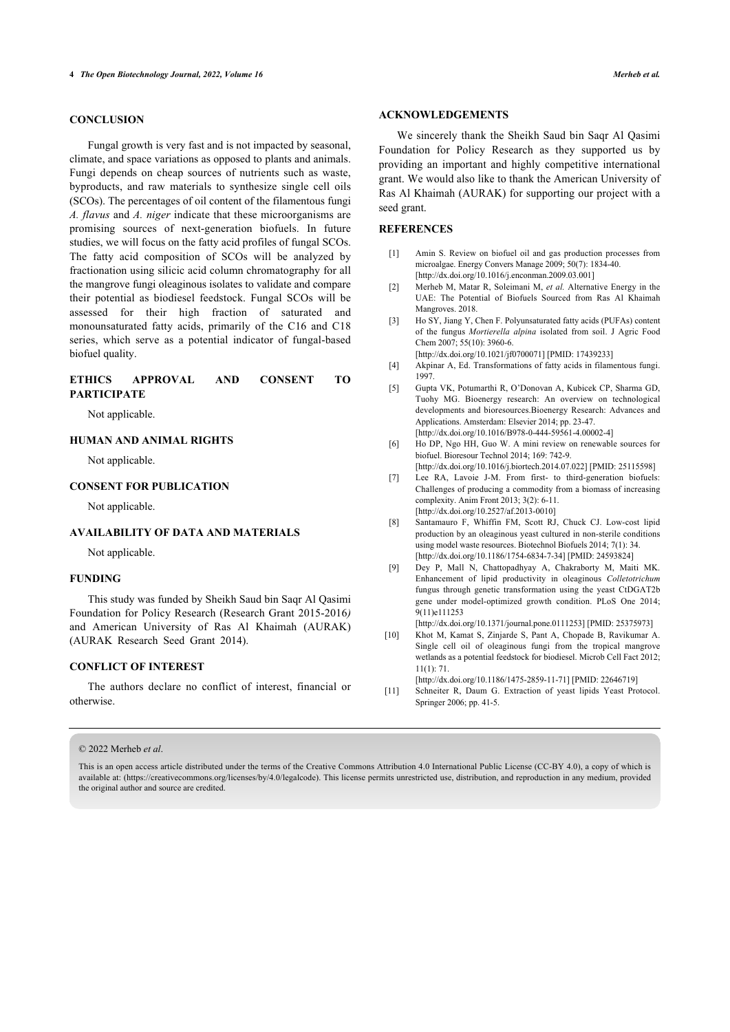## CONCLUSION

Fungal growth is very fast and is not impacted by seasonal, climate, and space variations as opposed to plants and animals. Fungi depends on cheap sources of nutrients such as waste, byproducts, and raw materials to synthesize single cell oils (SCOs). The percentages of oil content of the filamentous fungi *A. flavus* and *A. niger* indicate that these microorganisms are promising sources of next-generation biofuels. In future studies, we will focus on the fatty acid profiles of fungal SCOs. The fatty acid composition of SCOs will be analyzed by fractionation using silicic acid column chromatography for all the mangrove fungi oleaginous isolates to validate and compare their potential as biodiesel feedstock. Fungal SCOs will be assessed for their high fraction of saturated and monounsaturated fatty acids, primarily of the C16 and C18 series, which serve as a potential indicator of fungal-based biofuel quality.

## ETHICS APPROVAL AND CONSENT TO PARTICIPATE

Not applicable.

## HUMAN AND ANIMAL RIGHTS

Not applicable.

## CONSENT FOR PUBLICATION

Not applicable.

## AVAILABILITY OF DATA AND MATERIALS

Not applicable.

## FUNDING

This study was funded by Sheikh Saud bin Saqr Al Qasimi Foundation for Policy Research (Research Grant 2015-2016*)* and American University of Ras Al Khaimah (AURAK) (AURAK Research Seed Grant 2014).

## CONFLICT OF INTEREST

The authors declare no conflict of interest, financial or otherwise.

## ACKNOWLEDGEMENTS

We sincerely thank the Sheikh Saud bin Saqr Al Qasimi Foundation for Policy Research as they supported us by providing an important and highly competitive international grant. We would also like to thank the American University of Ras Al Khaimah (AURAK) for supporting our project with a seed grant.

## REFERENCES

[1] Amin S. Review on biofuel oil and gas production processes from microalgae. Energy Convers Manage 2009; 50(7): 1834-40. [http://dx.doi.org/10.1016/j.enconman.2009.03.001]

[2] Merheb M, Matar R, Soleimani M, *et al.* Alternative Energy in the UAE: The Potential of Biofuels Sourced from Ras Al Khaimah Mangroves. 2018.

[3] Ho SY, Jiang Y, Chen F. Polyunsaturated fatty acids (PUFAs) content of the fungus *Mortierella alpina* isolated from soil. J Agric Food Chem 2007; 55(10): 3960-6. [http://dx.doi.org/10.1021/jf0700071] [PMID: 17439233]

[4] Akpinar A, Ed. Transformations of fatty acids in filamentous fungi. 1997.

[5] Gupta VK, Potumarthi R, O'Donovan A, Kubicek CP, Sharma GD, Tuohy MG. Bioenergy research: An overview on technological developments and bioresources.Bioenergy Research: Advances and Applications. Amsterdam: Elsevier 2014; pp. 23-47. [http://dx.doi.org/10.1016/B978-0-444-59561-4.00002-4]

[6] Ho DP, Ngo HH, Guo W. A mini review on renewable sources for biofuel. Bioresour Technol 2014; 169: 742-9. [http://dx.doi.org/10.1016/j.biortech.2014.07.022] [PMID: 25115598]

[7] Lee RA, Lavoie J-M. From first- to third-generation biofuels: Challenges of producing a commodity from a biomass of increasing complexity. Anim Front 2013; 3(2): 6-11. [http://dx.doi.org/10.2527/af.2013-0010]

[8] Santamauro F, Whiffin FM, Scott RJ, Chuck CJ. Low-cost lipid production by an oleaginous yeast cultured in non-sterile conditions using model waste resources. Biotechnol Biofuels 2014; 7(1): 34. [http://dx.doi.org/10.1186/1754-6834-7-34] [PMID: 24593824]

[9] Dey P, Mall N, Chattopadhyay A, Chakraborty M, Maiti MK. Enhancement of lipid productivity in oleaginous *Colletotrichum* fungus through genetic transformation using the yeast CtDGAT2b gene under model-optimized growth condition. PLoS One 2014; 9(11)e111253 [http://dx.doi.org/10.1371/journal.pone.0111253] [PMID: 25375973]

[10] Khot M, Kamat S, Zinjarde S, Pant A, Chopade B, Ravikumar A. Single cell oil of oleaginous fungi from the tropical mangrove wetlands as a potential feedstock for biodiesel. Microb Cell Fact 2012; 11(1): 71. [http://dx.doi.org/10.1186/1475-2859-11-71] [PMID: 22646719]

[11] Schneiter R, Daum G. Extraction of yeast lipids Yeast Protocol. Springer 2006; pp. 41-5.

© 2022 Merheb *et al*.

This is an open access article distributed under the terms of the Creative Commons Attribution 4.0 International Public License (CC-BY 4.0), a copy of which is available at: (https://creativecommons.org/licenses/by/4.0/legalcode). This license permits unrestricted use, distribution, and reproduction in any medium, provided the original author and source are credited.